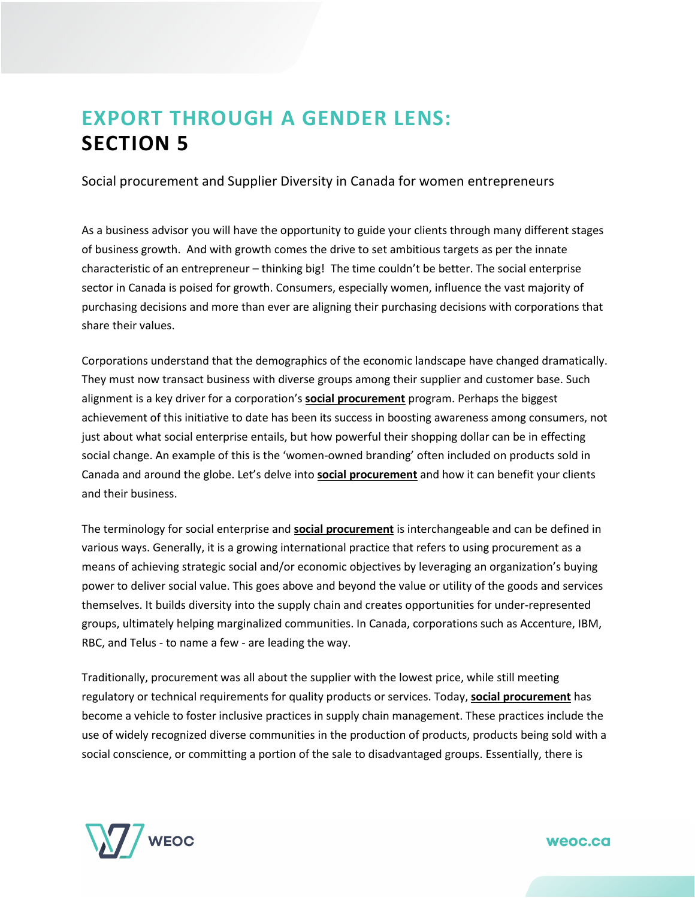# EXPORT THROUGH A GENDER LENS: SECTION 5

Social procurement and Supplier Diversity in Canada for women entrepreneurs

As a business advisor you will have the opportunity to guide your clients through many different stages of business growth. And with growth comes the drive to set ambitious targets as per the innate characteristic of an entrepreneur – thinking big! The time couldn't be better. The social enterprise sector in Canada is poised for growth. Consumers, especially women, influence the vast majority of purchasing decisions and more than ever are aligning their purchasing decisions with corporations that share their values.

Corporations understand that the demographics of the economic landscape have changed dramatically. They must now transact business with diverse groups among their supplier and customer base. Such alignment is a key driver for a corporation's **social procurement** program. Perhaps the biggest achievement of this initiative to date has been its success in boosting awareness among consumers, not just about what social enterprise entails, but how powerful their shopping dollar can be in effecting social change. An example of this is the 'women-owned branding' often included on products sold in Canada and around the globe. Let's delve into **social procurement** and how it can benefit your clients and their business.

The terminology for social enterprise and **social procurement** is interchangeable and can be defined in various ways. Generally, it is a growing international practice that refers to using procurement as a means of achieving strategic social and/or economic objectives by leveraging an organization's buying power to deliver social value. This goes above and beyond the value or utility of the goods and services themselves. It builds diversity into the supply chain and creates opportunities for under-represented groups, ultimately helping marginalized communities. In Canada, corporations such as Accenture, IBM, RBC, and Telus - to name a few - are leading the way.

Traditionally, procurement was all about the supplier with the lowest price, while still meeting regulatory or technical requirements for quality products or services. Today, **social procurement** has become a vehicle to foster inclusive practices in supply chain management. These practices include the use of widely recognized diverse communities in the production of products, products being sold with a social conscience, or committing a portion of the sale to disadvantaged groups. Essentially, there is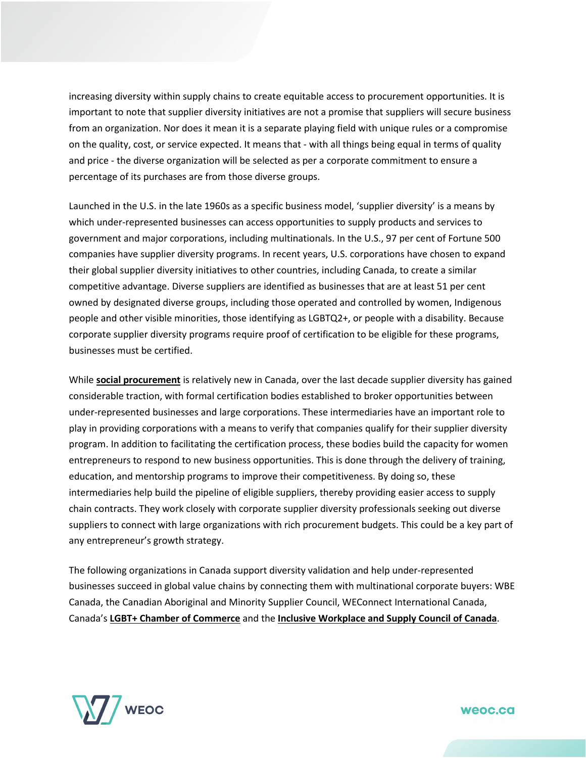increasing diversity within supply chains to create equitable access to procurement opportunities. It is important to note that supplier diversity initiatives are not a promise that suppliers will secure business from an organization. Nor does it mean it is a separate playing field with unique rules or a compromise on the quality, cost, or service expected. It means that - with all things being equal in terms of quality and price - the diverse organization will be selected as per a corporate commitment to ensure a percentage of its purchases are from those diverse groups.

Launched in the U.S. in the late 1960s as a specific business model, 'supplier diversity' is a means by which under-represented businesses can access opportunities to supply products and services to government and major corporations, including multinationals. In the U.S., 97 per cent of Fortune 500 companies have supplier diversity programs. In recent years, U.S. corporations have chosen to expand their global supplier diversity initiatives to other countries, including Canada, to create a similar competitive advantage. Diverse suppliers are identified as businesses that are at least 51 per cent owned by designated diverse groups, including those operated and controlled by women, Indigenous people and other visible minorities, those identifying as LGBTQ2+, or people with a disability. Because corporate supplier diversity programs require proof of certification to be eligible for these programs, businesses must be certified.

While **social procurement** is relatively new in Canada, over the last decade supplier diversity has gained considerable traction, with formal certification bodies established to broker opportunities between under-represented businesses and large corporations. These intermediaries have an important role to play in providing corporations with a means to verify that companies qualify for their supplier diversity program. In addition to facilitating the certification process, these bodies build the capacity for women entrepreneurs to respond to new business opportunities. This is done through the delivery of training, education, and mentorship programs to improve their competitiveness. By doing so, these intermediaries help build the pipeline of eligible suppliers, thereby providing easier access to supply chain contracts. They work closely with corporate supplier diversity professionals seeking out diverse suppliers to connect with large organizations with rich procurement budgets. This could be a key part of any entrepreneur's growth strategy.

The following organizations in Canada support diversity validation and help under-represented businesses succeed in global value chains by connecting them with multinational corporate buyers: WBE Canada, the Canadian Aboriginal and Minority Supplier Council, WEConnect International Canada, Canada's **LGBT+ Chamber of Commerce** and the **Inclusive Workplace and Supply Council of Canada**.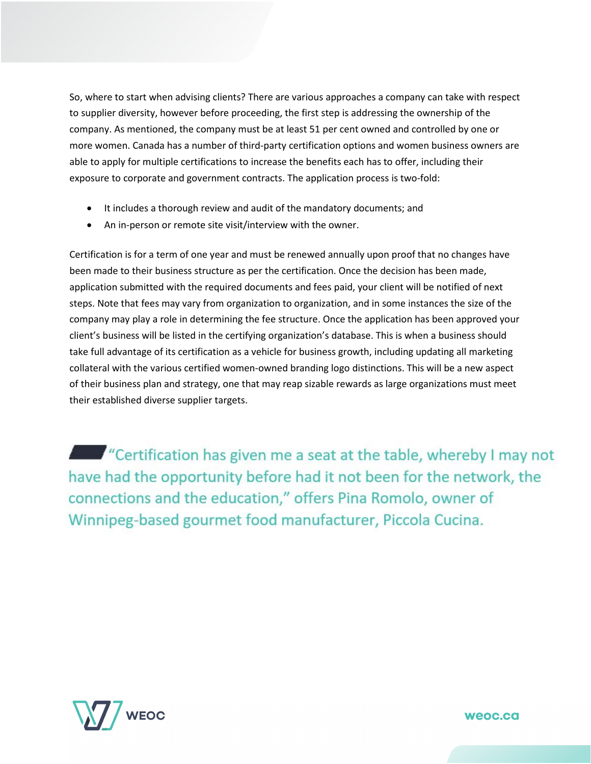So, where to start when advising clients? There are various approaches a company can take with respect to supplier diversity, however before proceeding, the first step is addressing the ownership of the company. As mentioned, the company must be at least 51 per cent owned and controlled by one or more women. Canada has a number of third-party certification options and women business owners are able to apply for multiple certifications to increase the benefits each has to offer, including their exposure to corporate and government contracts. The application process is two-fold:

- It includes a thorough review and audit of the mandatory documents; and
- An in-person or remote site visit/interview with the owner.

Certification is for a term of one year and must be renewed annually upon proof that no changes have been made to their business structure as per the certification. Once the decision has been made, application submitted with the required documents and fees paid, your client will be notified of next steps. Note that fees may vary from organization to organization, and in some instances the size of the company may play a role in determining the fee structure. Once the application has been approved your client's business will be listed in the certifying organization's database. This is when a business should take full advantage of its certification as a vehicle for business growth, including updating all marketing collateral with the various certified women-owned branding logo distinctions. This will be a new aspect of their business plan and strategy, one that may reap sizable rewards as large organizations must meet their established diverse supplier targets.

> "Certification has given me a seat at the table, whereby I may not have had the opportunity before had it not been for the network, the connections and the education," offers Pina Romolo, owner of Winnipeg-based gourmet food manufacturer, Piccola Cucina.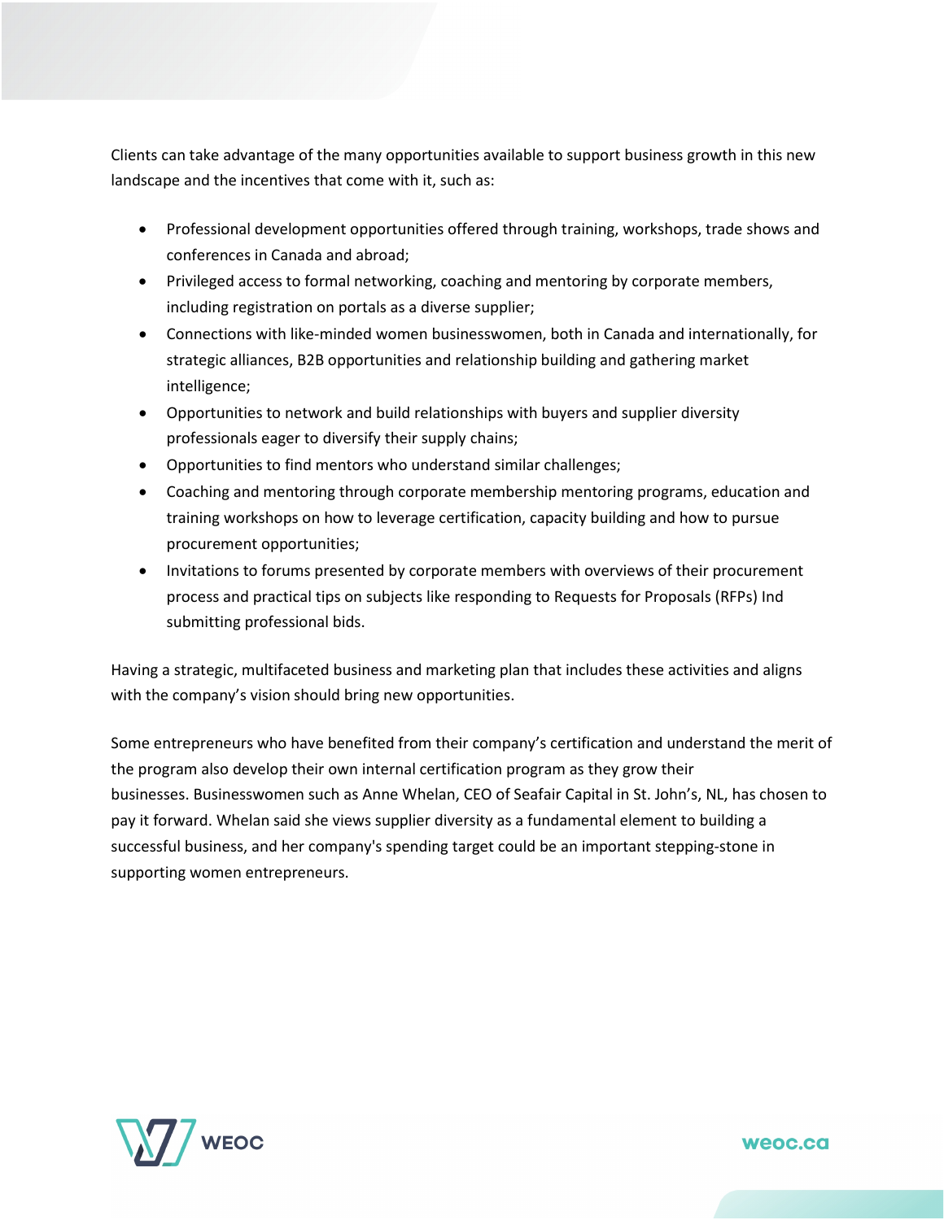Clients can take advantage of the many opportunities available to support business growth in this new landscape and the incentives that come with it, such as:

- Professional development opportunities offered through training, workshops, trade shows and conferences in Canada and abroad;
- Privileged access to formal networking, coaching and mentoring by corporate members, including registration on portals as a diverse supplier;
- Connections with like-minded women businesswomen, both in Canada and internationally, for strategic alliances, B2B opportunities and relationship building and gathering market intelligence;
- Opportunities to network and build relationships with buyers and supplier diversity professionals eager to diversify their supply chains;
- Opportunities to find mentors who understand similar challenges;
- Coaching and mentoring through corporate membership mentoring programs, education and training workshops on how to leverage certification, capacity building and how to pursue procurement opportunities;
- Invitations to forums presented by corporate members with overviews of their procurement process and practical tips on subjects like responding to Requests for Proposals (RFPs) Ind submitting professional bids.

Having a strategic, multifaceted business and marketing plan that includes these activities and aligns with the company's vision should bring new opportunities.

Some entrepreneurs who have benefited from their company's certification and understand the merit of the program also develop their own internal certification program as they grow their businesses. Businesswomen such as Anne Whelan, CEO of Seafair Capital in St. John's, NL, has chosen to pay it forward. Whelan said she views supplier diversity as a fundamental element to building a successful business, and her company's spending target could be an important stepping-stone in supporting women entrepreneurs.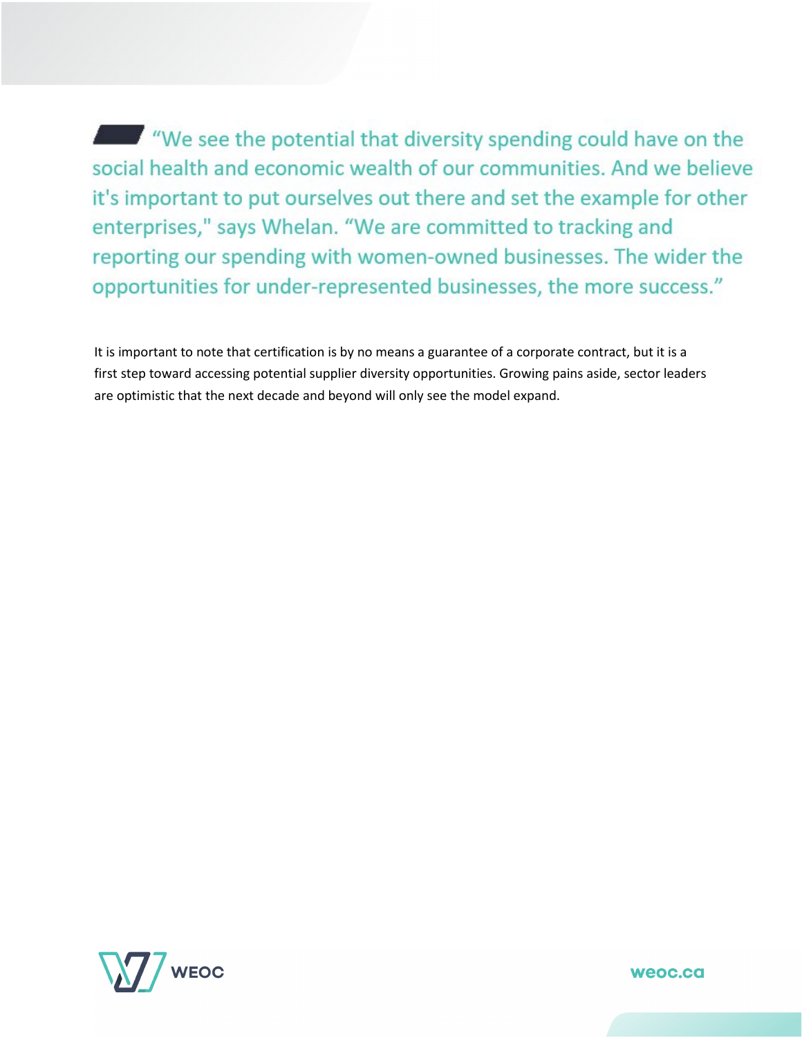> "We see the potential that diversity spending could have on the social health and economic wealth of our communities. And we believe it's important to put ourselves out there and set the example for other enterprises," says Whelan. "We are committed to tracking and reporting our spending with women-owned businesses. The wider the opportunities for under-represented businesses, the more success."

It is important to note that certification is by no means a guarantee of a corporate contract, but it is a first step toward accessing potential supplier diversity opportunities. Growing pains aside, sector leaders are optimistic that the next decade and beyond will only see the model expand.